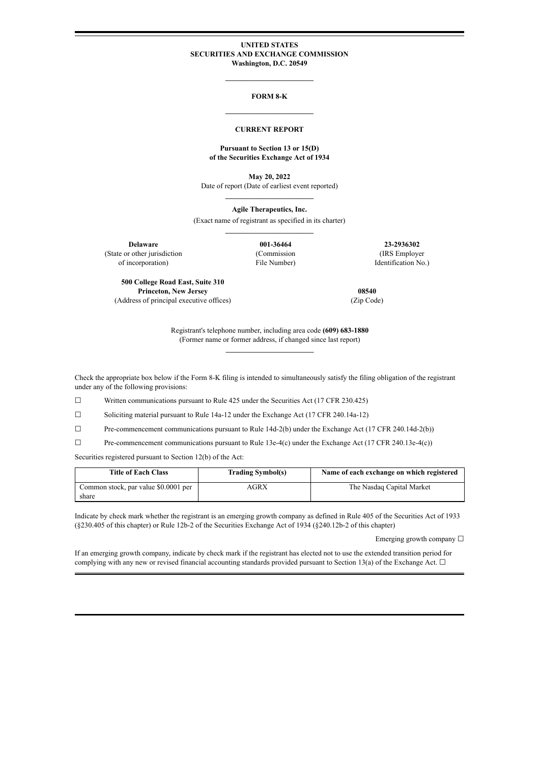**UNITED STATES**
**SECURITIES AND EXCHANGE COMMISSION**
**Washington, D.C. 20549**

---

# FORM 8-K

---

## CURRENT REPORT

**Pursuant to Section 13 or 15(D)**
**of the Securities Exchange Act of 1934**

**May 20, 2022**
Date of report (Date of earliest event reported)

---

**Agile Therapeutics, Inc.**
(Exact name of registrant as specified in its charter)

---

| **Delaware** | **001-36464** | **23-2936302** |
|---|---|---|
| (State or other jurisdiction of incorporation) | (Commission File Number) | (IRS Employer Identification No.) |

| **500 College Road East, Suite 310 Princeton, New Jersey** | **08540** |
|---|---|
| (Address of principal executive offices) | (Zip Code) |

Registrant's telephone number, including area code **(609) 683-1880**
(Former name or former address, if changed since last report)

---

Check the appropriate box below if the Form 8-K filing is intended to simultaneously satisfy the filing obligation of the registrant under any of the following provisions:

☐ Written communications pursuant to Rule 425 under the Securities Act (17 CFR 230.425)

☐ Soliciting material pursuant to Rule 14a-12 under the Exchange Act (17 CFR 240.14a-12)

☐ Pre-commencement communications pursuant to Rule 14d-2(b) under the Exchange Act (17 CFR 240.14d-2(b))

☐ Pre-commencement communications pursuant to Rule 13e-4(c) under the Exchange Act (17 CFR 240.13e-4(c))

Securities registered pursuant to Section 12(b) of the Act:

| Title of Each Class | Trading Symbol(s) | Name of each exchange on which registered |
|---|---|---|
| Common stock, par value $0.0001 per share | AGRX | The Nasdaq Capital Market |

Indicate by check mark whether the registrant is an emerging growth company as defined in Rule 405 of the Securities Act of 1933 (§230.405 of this chapter) or Rule 12b-2 of the Securities Exchange Act of 1934 (§240.12b-2 of this chapter)

Emerging growth company ☐

If an emerging growth company, indicate by check mark if the registrant has elected not to use the extended transition period for complying with any new or revised financial accounting standards provided pursuant to Section 13(a) of the Exchange Act. ☐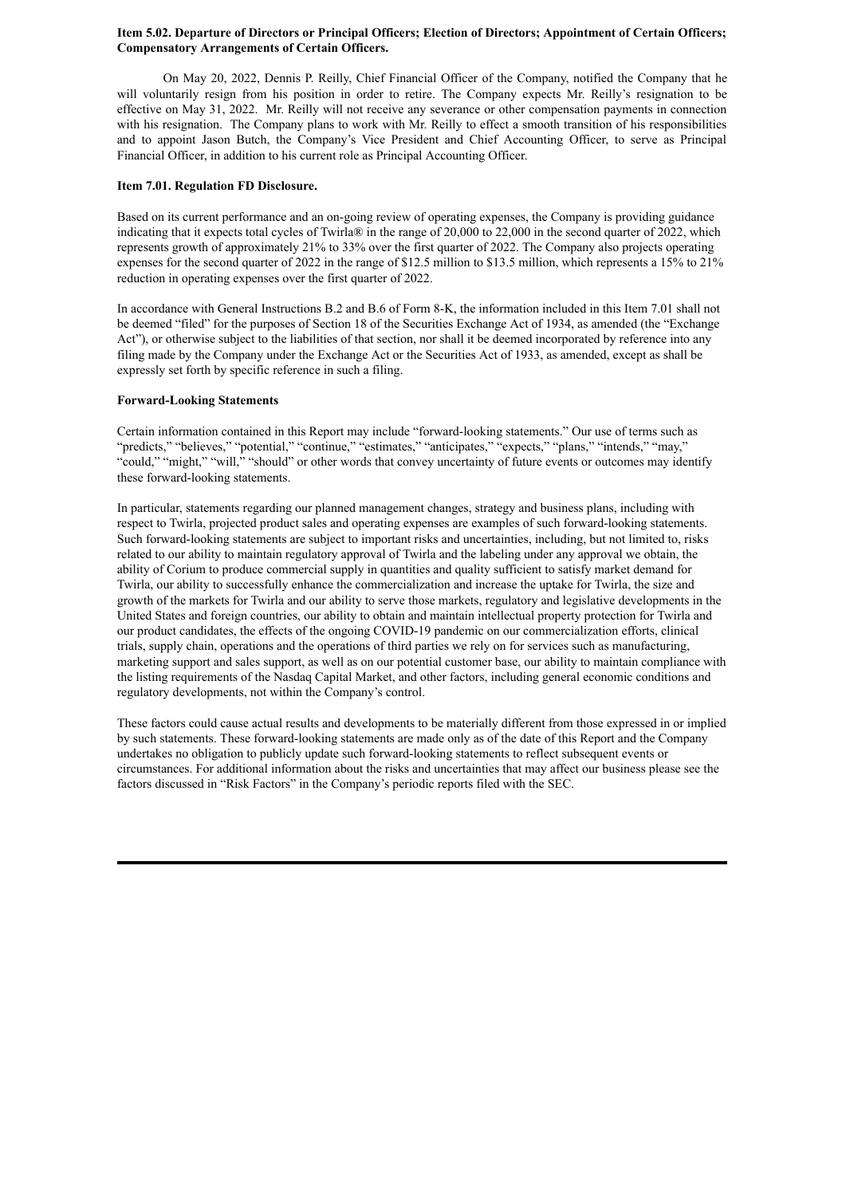**Item 5.02. Departure of Directors or Principal Officers; Election of Directors; Appointment of Certain Officers; Compensatory Arrangements of Certain Officers.**

On May 20, 2022, Dennis P. Reilly, Chief Financial Officer of the Company, notified the Company that he will voluntarily resign from his position in order to retire. The Company expects Mr. Reilly's resignation to be effective on May 31, 2022. Mr. Reilly will not receive any severance or other compensation payments in connection with his resignation. The Company plans to work with Mr. Reilly to effect a smooth transition of his responsibilities and to appoint Jason Butch, the Company's Vice President and Chief Accounting Officer, to serve as Principal Financial Officer, in addition to his current role as Principal Accounting Officer.

**Item 7.01. Regulation FD Disclosure.**

Based on its current performance and an on-going review of operating expenses, the Company is providing guidance indicating that it expects total cycles of Twirla® in the range of 20,000 to 22,000 in the second quarter of 2022, which represents growth of approximately 21% to 33% over the first quarter of 2022. The Company also projects operating expenses for the second quarter of 2022 in the range of $12.5 million to $13.5 million, which represents a 15% to 21% reduction in operating expenses over the first quarter of 2022.

In accordance with General Instructions B.2 and B.6 of Form 8-K, the information included in this Item 7.01 shall not be deemed "filed" for the purposes of Section 18 of the Securities Exchange Act of 1934, as amended (the "Exchange Act"), or otherwise subject to the liabilities of that section, nor shall it be deemed incorporated by reference into any filing made by the Company under the Exchange Act or the Securities Act of 1933, as amended, except as shall be expressly set forth by specific reference in such a filing.

**Forward-Looking Statements**

Certain information contained in this Report may include "forward-looking statements." Our use of terms such as "predicts," "believes," "potential," "continue," "estimates," "anticipates," "expects," "plans," "intends," "may," "could," "might," "will," "should" or other words that convey uncertainty of future events or outcomes may identify these forward-looking statements.

In particular, statements regarding our planned management changes, strategy and business plans, including with respect to Twirla, projected product sales and operating expenses are examples of such forward-looking statements. Such forward-looking statements are subject to important risks and uncertainties, including, but not limited to, risks related to our ability to maintain regulatory approval of Twirla and the labeling under any approval we obtain, the ability of Corium to produce commercial supply in quantities and quality sufficient to satisfy market demand for Twirla, our ability to successfully enhance the commercialization and increase the uptake for Twirla, the size and growth of the markets for Twirla and our ability to serve those markets, regulatory and legislative developments in the United States and foreign countries, our ability to obtain and maintain intellectual property protection for Twirla and our product candidates, the effects of the ongoing COVID-19 pandemic on our commercialization efforts, clinical trials, supply chain, operations and the operations of third parties we rely on for services such as manufacturing, marketing support and sales support, as well as on our potential customer base, our ability to maintain compliance with the listing requirements of the Nasdaq Capital Market, and other factors, including general economic conditions and regulatory developments, not within the Company's control.

These factors could cause actual results and developments to be materially different from those expressed in or implied by such statements. These forward-looking statements are made only as of the date of this Report and the Company undertakes no obligation to publicly update such forward-looking statements to reflect subsequent events or circumstances. For additional information about the risks and uncertainties that may affect our business please see the factors discussed in "Risk Factors" in the Company's periodic reports filed with the SEC.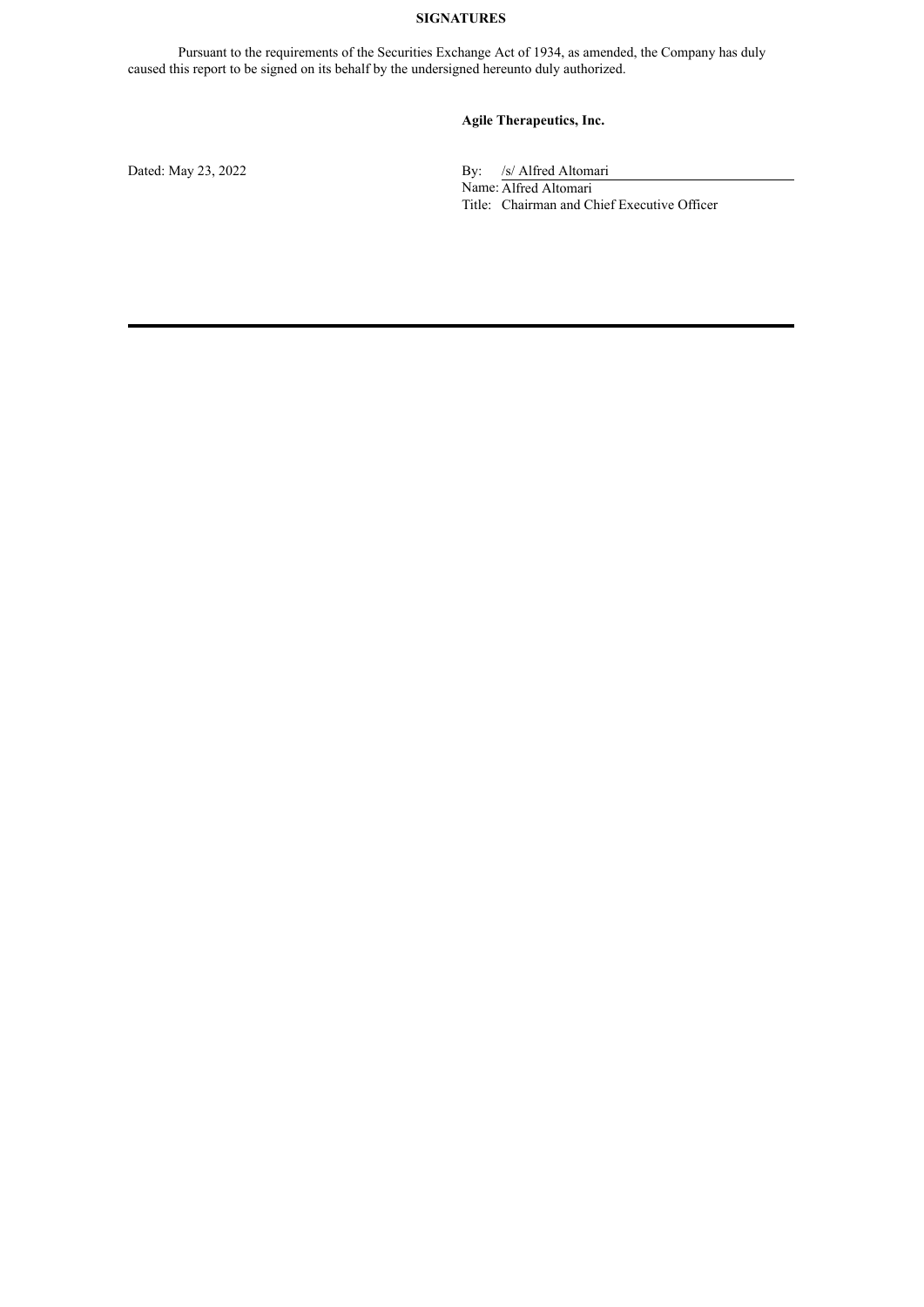**SIGNATURES**

Pursuant to the requirements of the Securities Exchange Act of 1934, as amended, the Company has duly caused this report to be signed on its behalf by the undersigned hereunto duly authorized.

**Agile Therapeutics, Inc.**

Dated: May 23, 2022

By: /s/ Alfred Altomari
Name: Alfred Altomari
Title: Chairman and Chief Executive Officer